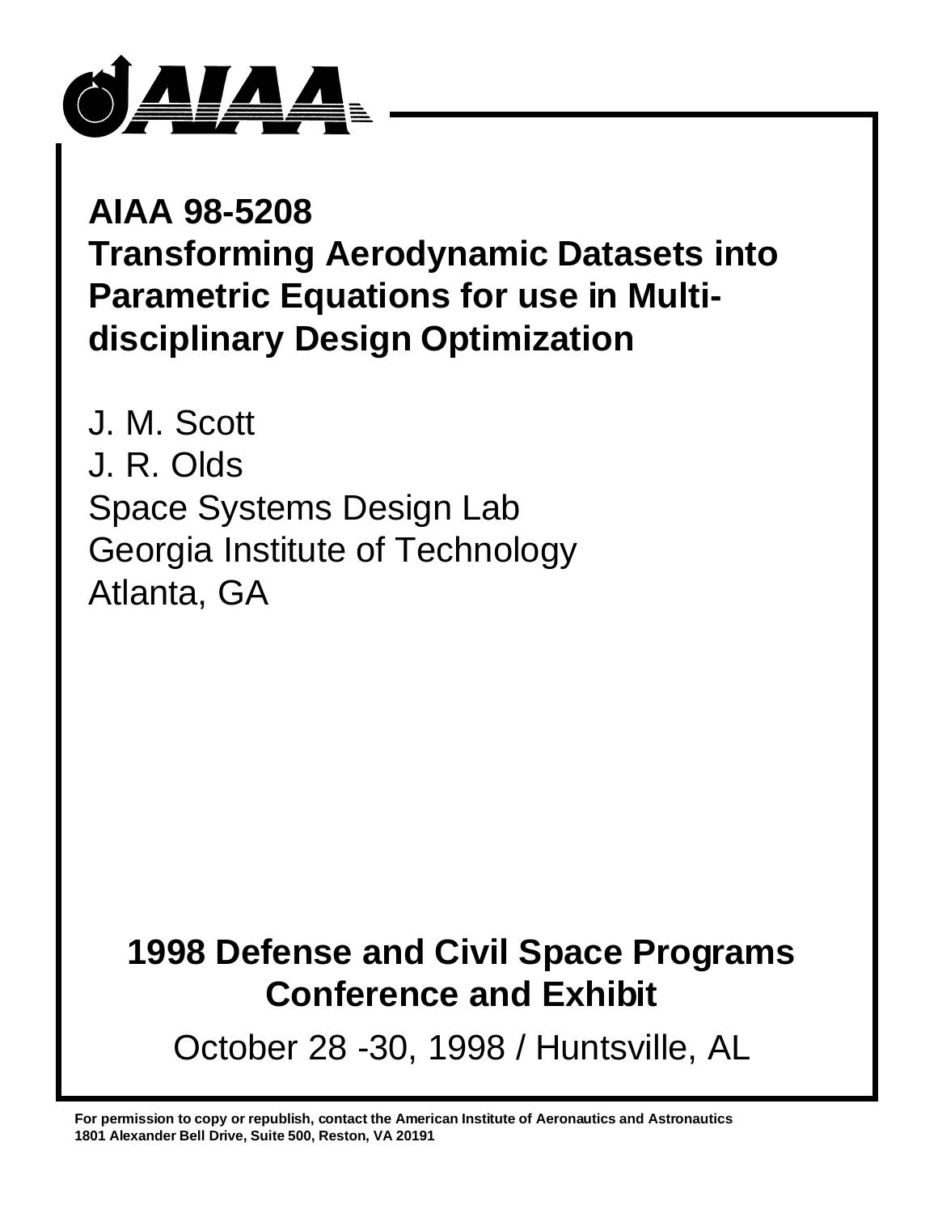# AIAA 98-5208
# Transforming Aerodynamic Datasets into Parametric Equations for use in Multi-disciplinary Design Optimization

J. M. Scott
J. R. Olds
Space Systems Design Lab
Georgia Institute of Technology
Atlanta, GA

## 1998 Defense and Civil Space Programs Conference and Exhibit

October 28 -30, 1998 / Huntsville, AL

**For permission to copy or republish, contact the American Institute of Aeronautics and Astronautics 1801 Alexander Bell Drive, Suite 500, Reston, VA 20191**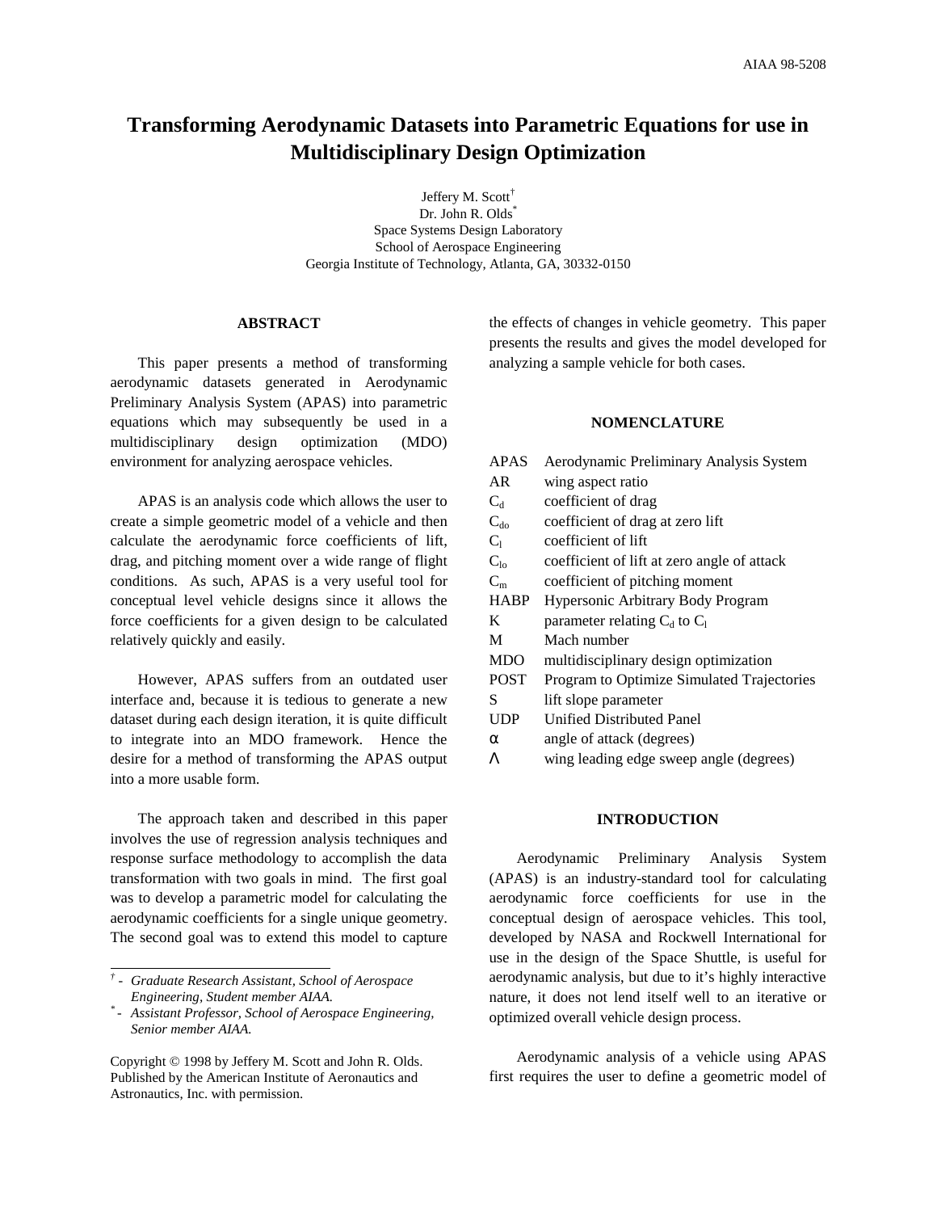# Transforming Aerodynamic Datasets into Parametric Equations for use in Multidisciplinary Design Optimization

Jeffery M. Scott[†]
Dr. John R. Olds[*]
Space Systems Design Laboratory
School of Aerospace Engineering
Georgia Institute of Technology, Atlanta, GA, 30332-0150

## ABSTRACT

This paper presents a method of transforming aerodynamic datasets generated in Aerodynamic Preliminary Analysis System (APAS) into parametric equations which may subsequently be used in a multidisciplinary design optimization (MDO) environment for analyzing aerospace vehicles.

APAS is an analysis code which allows the user to create a simple geometric model of a vehicle and then calculate the aerodynamic force coefficients of lift, drag, and pitching moment over a wide range of flight conditions. As such, APAS is a very useful tool for conceptual level vehicle designs since it allows the force coefficients for a given design to be calculated relatively quickly and easily.

However, APAS suffers from an outdated user interface and, because it is tedious to generate a new dataset during each design iteration, it is quite difficult to integrate into an MDO framework. Hence the desire for a method of transforming the APAS output into a more usable form.

The approach taken and described in this paper involves the use of regression analysis techniques and response surface methodology to accomplish the data transformation with two goals in mind. The first goal was to develop a parametric model for calculating the aerodynamic coefficients for a single unique geometry. The second goal was to extend this model to capture the effects of changes in vehicle geometry. This paper presents the results and gives the model developed for analyzing a sample vehicle for both cases.

† - *Graduate Research Assistant, School of Aerospace Engineering, Student member AIAA.*
\* - *Assistant Professor, School of Aerospace Engineering, Senior member AIAA.*

Copyright © 1998 by Jeffery M. Scott and John R. Olds. Published by the American Institute of Aeronautics and Astronautics, Inc. with permission.

## NOMENCLATURE

| | |
|---|---|
| APAS | Aerodynamic Preliminary Analysis System |
| AR | wing aspect ratio |
| $C_d$ | coefficient of drag |
| $C_{do}$ | coefficient of drag at zero lift |
| $C_l$ | coefficient of lift |
| $C_{lo}$ | coefficient of lift at zero angle of attack |
| $C_m$ | coefficient of pitching moment |
| HABP | Hypersonic Arbitrary Body Program |
| K | parameter relating $C_d$ to $C_l$ |
| M | Mach number |
| MDO | multidisciplinary design optimization |
| POST | Program to Optimize Simulated Trajectories |
| S | lift slope parameter |
| UDP | Unified Distributed Panel |
| $\alpha$ | angle of attack (degrees) |
| $\Lambda$ | wing leading edge sweep angle (degrees) |

## INTRODUCTION

Aerodynamic Preliminary Analysis System (APAS) is an industry-standard tool for calculating aerodynamic force coefficients for use in the conceptual design of aerospace vehicles. This tool, developed by NASA and Rockwell International for use in the design of the Space Shuttle, is useful for aerodynamic analysis, but due to it's highly interactive nature, it does not lend itself well to an iterative or optimized overall vehicle design process.

Aerodynamic analysis of a vehicle using APAS first requires the user to define a geometric model of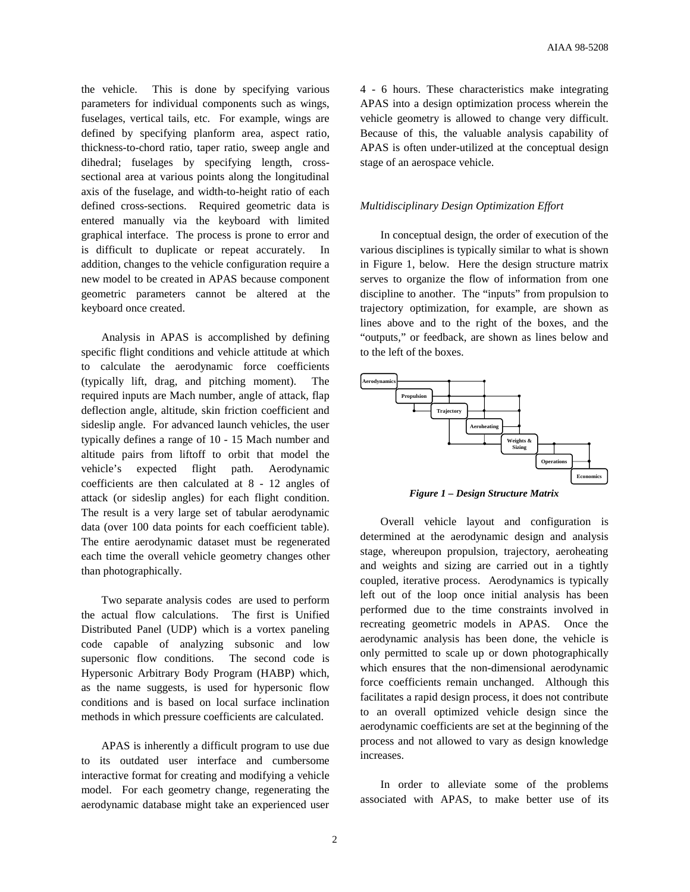the vehicle. This is done by specifying various parameters for individual components such as wings, fuselages, vertical tails, etc. For example, wings are defined by specifying planform area, aspect ratio, thickness-to-chord ratio, taper ratio, sweep angle and dihedral; fuselages by specifying length, cross-sectional area at various points along the longitudinal axis of the fuselage, and width-to-height ratio of each defined cross-sections. Required geometric data is entered manually via the keyboard with limited graphical interface. The process is prone to error and is difficult to duplicate or repeat accurately. In addition, changes to the vehicle configuration require a new model to be created in APAS because component geometric parameters cannot be altered at the keyboard once created.

Analysis in APAS is accomplished by defining specific flight conditions and vehicle attitude at which to calculate the aerodynamic force coefficients (typically lift, drag, and pitching moment). The required inputs are Mach number, angle of attack, flap deflection angle, altitude, skin friction coefficient and sideslip angle. For advanced launch vehicles, the user typically defines a range of 10 - 15 Mach number and altitude pairs from liftoff to orbit that model the vehicle's expected flight path. Aerodynamic coefficients are then calculated at 8 - 12 angles of attack (or sideslip angles) for each flight condition. The result is a very large set of tabular aerodynamic data (over 100 data points for each coefficient table). The entire aerodynamic dataset must be regenerated each time the overall vehicle geometry changes other than photographically.

Two separate analysis codes are used to perform the actual flow calculations. The first is Unified Distributed Panel (UDP) which is a vortex paneling code capable of analyzing subsonic and low supersonic flow conditions. The second code is Hypersonic Arbitrary Body Program (HABP) which, as the name suggests, is used for hypersonic flow conditions and is based on local surface inclination methods in which pressure coefficients are calculated.

APAS is inherently a difficult program to use due to its outdated user interface and cumbersome interactive format for creating and modifying a vehicle model. For each geometry change, regenerating the aerodynamic database might take an experienced user 4 - 6 hours. These characteristics make integrating APAS into a design optimization process wherein the vehicle geometry is allowed to change very difficult. Because of this, the valuable analysis capability of APAS is often under-utilized at the conceptual design stage of an aerospace vehicle.

*Multidisciplinary Design Optimization Effort*

In conceptual design, the order of execution of the various disciplines is typically similar to what is shown in Figure 1, below. Here the design structure matrix serves to organize the flow of information from one discipline to another. The "inputs" from propulsion to trajectory optimization, for example, are shown as lines above and to the right of the boxes, and the "outputs," or feedback, are shown as lines below and to the left of the boxes.

Aerodynamics
Propulsion
Trajectory
Aeroheating
Weights & Sizing
Operations
Economics

***Figure 1 – Design Structure Matrix***

Overall vehicle layout and configuration is determined at the aerodynamic design and analysis stage, whereupon propulsion, trajectory, aeroheating and weights and sizing are carried out in a tightly coupled, iterative process. Aerodynamics is typically left out of the loop once initial analysis has been performed due to the time constraints involved in recreating geometric models in APAS. Once the aerodynamic analysis has been done, the vehicle is only permitted to scale up or down photographically which ensures that the non-dimensional aerodynamic force coefficients remain unchanged. Although this facilitates a rapid design process, it does not contribute to an overall optimized vehicle design since the aerodynamic coefficients are set at the beginning of the process and not allowed to vary as design knowledge increases.

In order to alleviate some of the problems associated with APAS, to make better use of its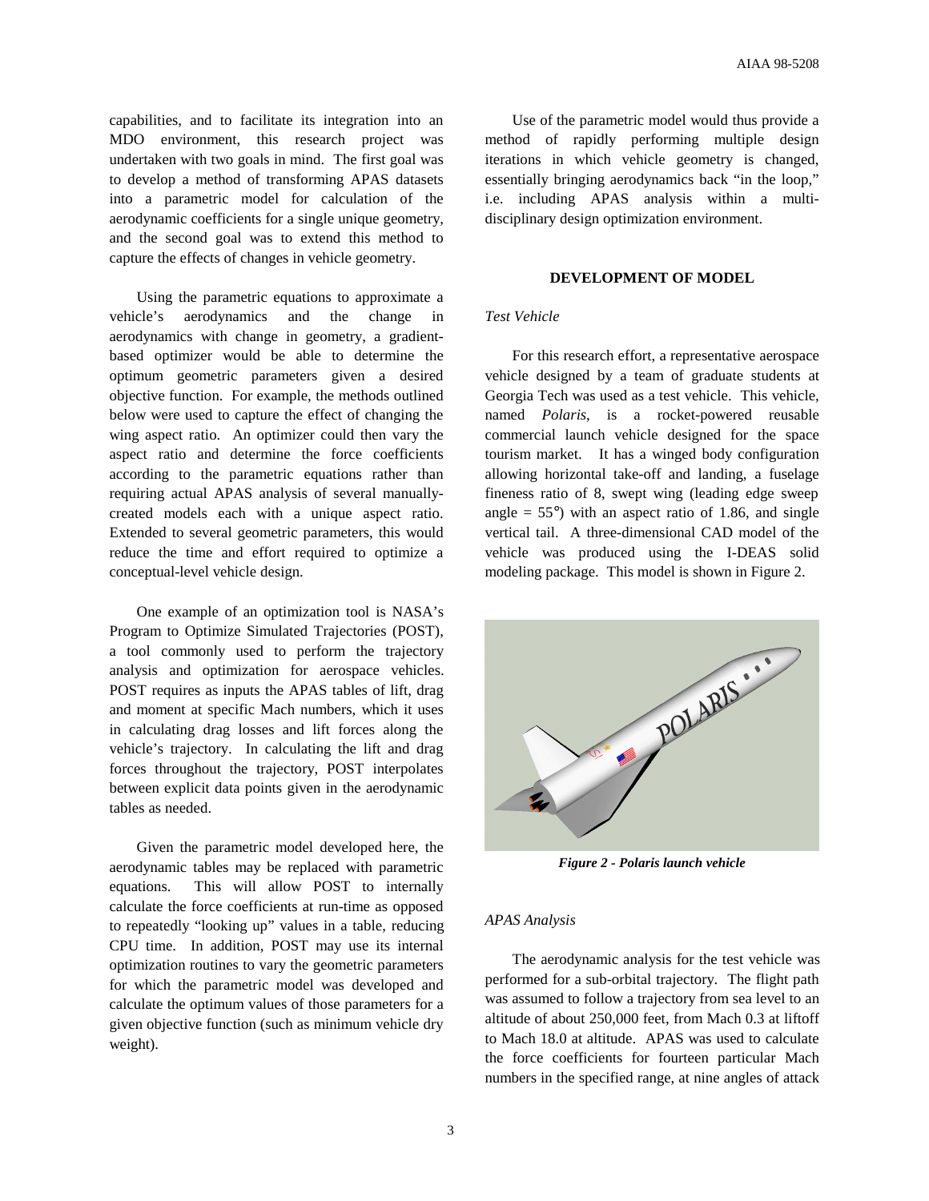capabilities, and to facilitate its integration into an MDO environment, this research project was undertaken with two goals in mind. The first goal was to develop a method of transforming APAS datasets into a parametric model for calculation of the aerodynamic coefficients for a single unique geometry, and the second goal was to extend this method to capture the effects of changes in vehicle geometry.

Using the parametric equations to approximate a vehicle's aerodynamics and the change in aerodynamics with change in geometry, a gradient-based optimizer would be able to determine the optimum geometric parameters given a desired objective function. For example, the methods outlined below were used to capture the effect of changing the wing aspect ratio. An optimizer could then vary the aspect ratio and determine the force coefficients according to the parametric equations rather than requiring actual APAS analysis of several manually-created models each with a unique aspect ratio. Extended to several geometric parameters, this would reduce the time and effort required to optimize a conceptual-level vehicle design.

One example of an optimization tool is NASA's Program to Optimize Simulated Trajectories (POST), a tool commonly used to perform the trajectory analysis and optimization for aerospace vehicles. POST requires as inputs the APAS tables of lift, drag and moment at specific Mach numbers, which it uses in calculating drag losses and lift forces along the vehicle's trajectory. In calculating the lift and drag forces throughout the trajectory, POST interpolates between explicit data points given in the aerodynamic tables as needed.

Given the parametric model developed here, the aerodynamic tables may be replaced with parametric equations. This will allow POST to internally calculate the force coefficients at run-time as opposed to repeatedly "looking up" values in a table, reducing CPU time. In addition, POST may use its internal optimization routines to vary the geometric parameters for which the parametric model was developed and calculate the optimum values of those parameters for a given objective function (such as minimum vehicle dry weight).

Use of the parametric model would thus provide a method of rapidly performing multiple design iterations in which vehicle geometry is changed, essentially bringing aerodynamics back "in the loop," i.e. including APAS analysis within a multi-disciplinary design optimization environment.

## DEVELOPMENT OF MODEL

### *Test Vehicle*

For this research effort, a representative aerospace vehicle designed by a team of graduate students at Georgia Tech was used as a test vehicle. This vehicle, named *Polaris*, is a rocket-powered reusable commercial launch vehicle designed for the space tourism market. It has a winged body configuration allowing horizontal take-off and landing, a fuselage fineness ratio of 8, swept wing (leading edge sweep angle = 55°) with an aspect ratio of 1.86, and single vertical tail. A three-dimensional CAD model of the vehicle was produced using the I-DEAS solid modeling package. This model is shown in Figure 2.

***Figure 2 - Polaris launch vehicle***

### *APAS Analysis*

The aerodynamic analysis for the test vehicle was performed for a sub-orbital trajectory. The flight path was assumed to follow a trajectory from sea level to an altitude of about 250,000 feet, from Mach 0.3 at liftoff to Mach 18.0 at altitude. APAS was used to calculate the force coefficients for fourteen particular Mach numbers in the specified range, at nine angles of attack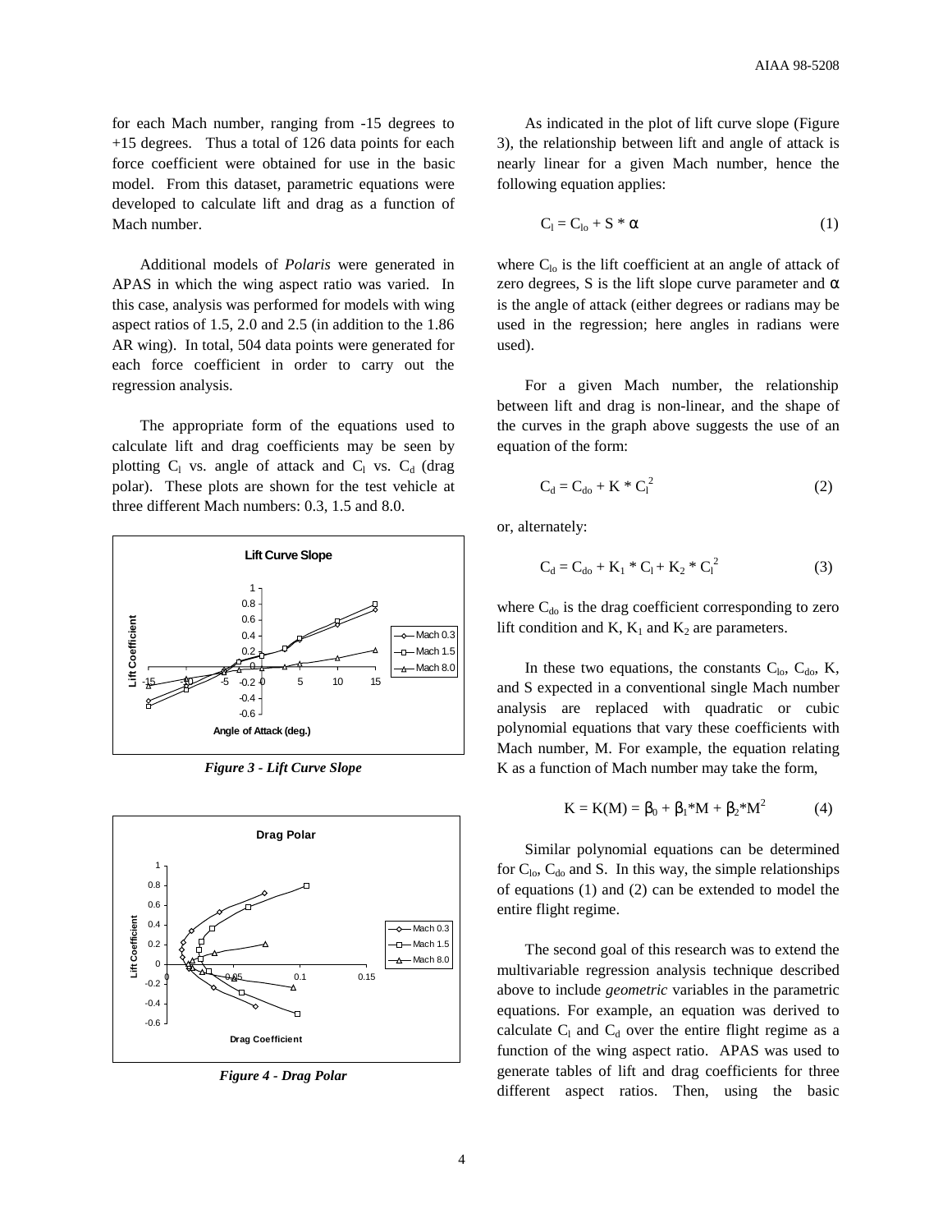for each Mach number, ranging from -15 degrees to +15 degrees. Thus a total of 126 data points for each force coefficient were obtained for use in the basic model. From this dataset, parametric equations were developed to calculate lift and drag as a function of Mach number.

Additional models of *Polaris* were generated in APAS in which the wing aspect ratio was varied. In this case, analysis was performed for models with wing aspect ratios of 1.5, 2.0 and 2.5 (in addition to the 1.86 AR wing). In total, 504 data points were generated for each force coefficient in order to carry out the regression analysis.

The appropriate form of the equations used to calculate lift and drag coefficients may be seen by plotting $C_l$ vs. angle of attack and $C_l$ vs. $C_d$ (drag polar). These plots are shown for the test vehicle at three different Mach numbers: 0.3, 1.5 and 8.0.

***Figure 3 - Lift Curve Slope***

***Figure 4 - Drag Polar***

As indicated in the plot of lift curve slope (Figure 3), the relationship between lift and angle of attack is nearly linear for a given Mach number, hence the following equation applies:

$$C_l = C_{lo} + S * \alpha \quad (1)$$

where $C_{lo}$ is the lift coefficient at an angle of attack of zero degrees, S is the lift slope curve parameter and $\alpha$ is the angle of attack (either degrees or radians may be used in the regression; here angles in radians were used).

For a given Mach number, the relationship between lift and drag is non-linear, and the shape of the curves in the graph above suggests the use of an equation of the form:

$$C_d = C_{do} + K * C_l^2 \quad (2)$$

or, alternately:

$$C_d = C_{do} + K_1 * C_l + K_2 * C_l^2 \quad (3)$$

where $C_{do}$ is the drag coefficient corresponding to zero lift condition and K, $K_1$ and $K_2$ are parameters.

In these two equations, the constants $C_{lo}$, $C_{do}$, K, and S expected in a conventional single Mach number analysis are replaced with quadratic or cubic polynomial equations that vary these coefficients with Mach number, M. For example, the equation relating K as a function of Mach number may take the form,

$$K = K(M) = \beta_0 + \beta_1 * M + \beta_2 * M^2 \quad (4)$$

Similar polynomial equations can be determined for $C_{lo}$, $C_{do}$ and S. In this way, the simple relationships of equations (1) and (2) can be extended to model the entire flight regime.

The second goal of this research was to extend the multivariable regression analysis technique described above to include *geometric* variables in the parametric equations. For example, an equation was derived to calculate $C_l$ and $C_d$ over the entire flight regime as a function of the wing aspect ratio. APAS was used to generate tables of lift and drag coefficients for three different aspect ratios. Then, using the basic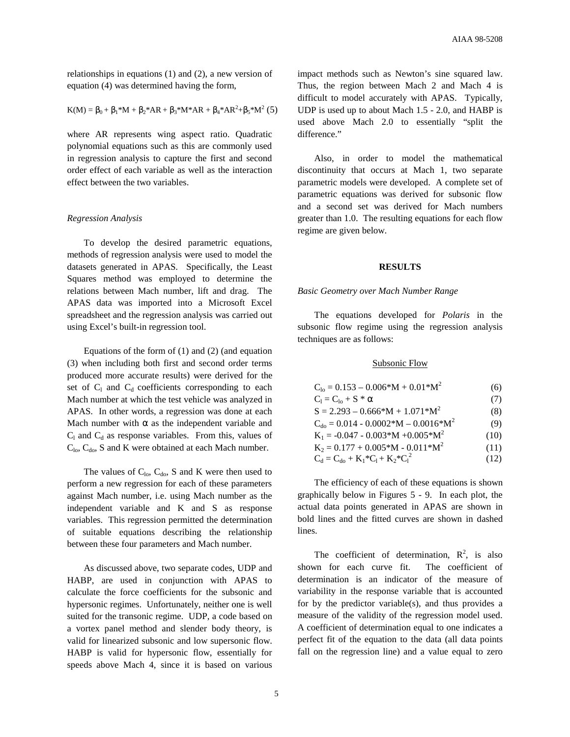relationships in equations (1) and (2), a new version of equation (4) was determined having the form,

$$K(M) = \beta_0 + \beta_1*M + \beta_2*AR + \beta_3*M*AR + \beta_4*AR^2+\beta_5*M^2 \quad (5)$$

where AR represents wing aspect ratio. Quadratic polynomial equations such as this are commonly used in regression analysis to capture the first and second order effect of each variable as well as the interaction effect between the two variables.

### *Regression Analysis*

To develop the desired parametric equations, methods of regression analysis were used to model the datasets generated in APAS. Specifically, the Least Squares method was employed to determine the relations between Mach number, lift and drag. The APAS data was imported into a Microsoft Excel spreadsheet and the regression analysis was carried out using Excel's built-in regression tool.

Equations of the form of (1) and (2) (and equation (3) when including both first and second order terms produced more accurate results) were derived for the set of $C_l$ and $C_d$ coefficients corresponding to each Mach number at which the test vehicle was analyzed in APAS. In other words, a regression was done at each Mach number with $\alpha$ as the independent variable and $C_l$ and $C_d$ as response variables. From this, values of $C_{lo}$, $C_{do}$, S and K were obtained at each Mach number.

The values of $C_{lo}$, $C_{do}$, S and K were then used to perform a new regression for each of these parameters against Mach number, i.e. using Mach number as the independent variable and K and S as response variables. This regression permitted the determination of suitable equations describing the relationship between these four parameters and Mach number.

As discussed above, two separate codes, UDP and HABP, are used in conjunction with APAS to calculate the force coefficients for the subsonic and hypersonic regimes. Unfortunately, neither one is well suited for the transonic regime. UDP, a code based on a vortex panel method and slender body theory, is valid for linearized subsonic and low supersonic flow. HABP is valid for hypersonic flow, essentially for speeds above Mach 4, since it is based on various impact methods such as Newton's sine squared law. Thus, the region between Mach 2 and Mach 4 is difficult to model accurately with APAS. Typically, UDP is used up to about Mach 1.5 - 2.0, and HABP is used above Mach 2.0 to essentially "split the difference."

Also, in order to model the mathematical discontinuity that occurs at Mach 1, two separate parametric models were developed. A complete set of parametric equations was derived for subsonic flow and a second set was derived for Mach numbers greater than 1.0. The resulting equations for each flow regime are given below.

## RESULTS

### *Basic Geometry over Mach Number Range*

The equations developed for *Polaris* in the subsonic flow regime using the regression analysis techniques are as follows:

Subsonic Flow

$$C_{lo} = 0.153 - 0.006*M + 0.01*M^2 \quad (6)$$

$$C_l = C_{lo} + S * \alpha \quad (7)$$

$$S = 2.293 - 0.666*M + 1.071*M^2 \quad (8)$$

$$C_{do} = 0.014 - 0.0002*M - 0.0016*M^2 \quad (9)$$

$$K_1 = -0.047 - 0.003*M + 0.005*M^2 \quad (10)$$

$$K_2 = 0.177 + 0.005*M - 0.011*M^2 \quad (11)$$

$$C_d = C_{do} + K_1*C_l + K_2*C_l^2 \quad (12)$$

The efficiency of each of these equations is shown graphically below in Figures 5 - 9. In each plot, the actual data points generated in APAS are shown in bold lines and the fitted curves are shown in dashed lines.

The coefficient of determination, $R^2$, is also shown for each curve fit. The coefficient of determination is an indicator of the measure of variability in the response variable that is accounted for by the predictor variable(s), and thus provides a measure of the validity of the regression model used. A coefficient of determination equal to one indicates a perfect fit of the equation to the data (all data points fall on the regression line) and a value equal to zero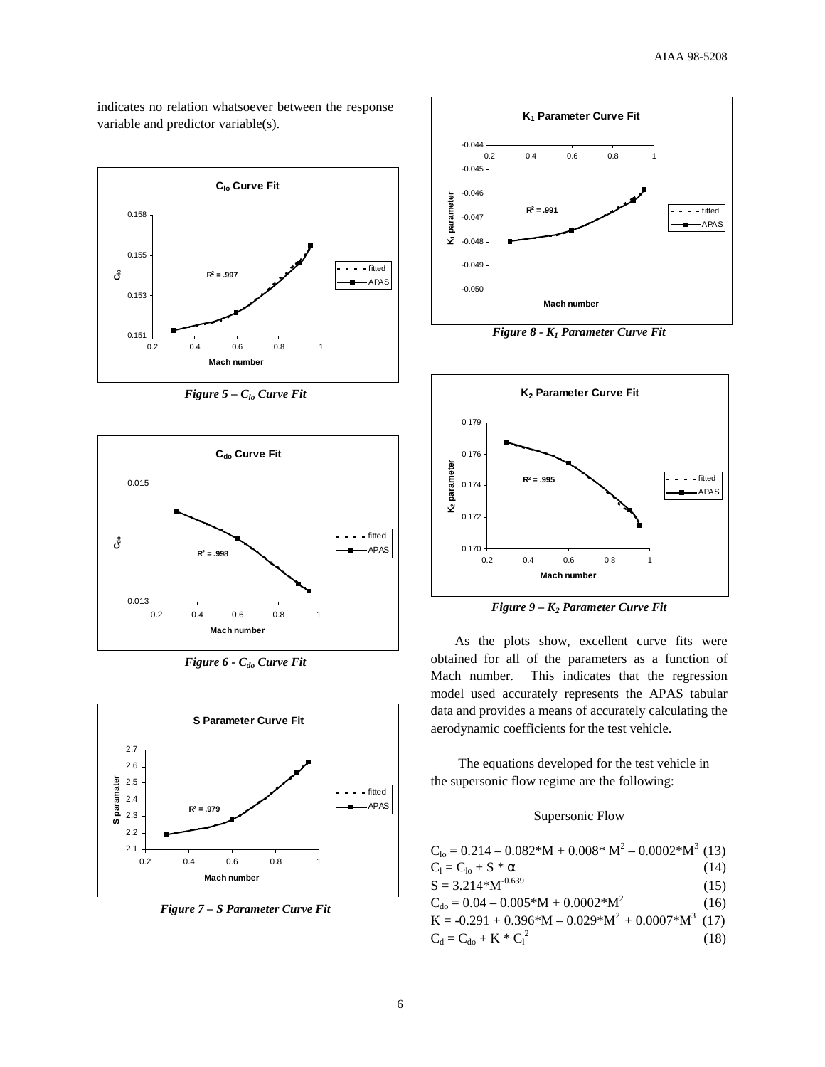indicates no relation whatsoever between the response variable and predictor variable(s).

*Figure 5 – $C_{lo}$ Curve Fit*

*Figure 6 - $C_{do}$ Curve Fit*

*Figure 7 – S Parameter Curve Fit*

*Figure 8 - $K_1$ Parameter Curve Fit*

*Figure 9 – $K_2$ Parameter Curve Fit*

As the plots show, excellent curve fits were obtained for all of the parameters as a function of Mach number. This indicates that the regression model used accurately represents the APAS tabular data and provides a means of accurately calculating the aerodynamic coefficients for the test vehicle.

The equations developed for the test vehicle in the supersonic flow regime are the following:

Supersonic Flow

$$C_{lo} = 0.214 - 0.082*M + 0.008*M^2 - 0.0002*M^3 \quad (13)$$

$$C_l = C_{lo} + S * \alpha \quad (14)$$

$$S = 3.214*M^{-0.639} \quad (15)$$

$$C_{do} = 0.04 - 0.005*M + 0.0002*M^2 \quad (16)$$

$$K = -0.291 + 0.396*M - 0.029*M^2 + 0.0007*M^3 \quad (17)$$

$$C_d = C_{do} + K * C_l^2 \quad (18)$$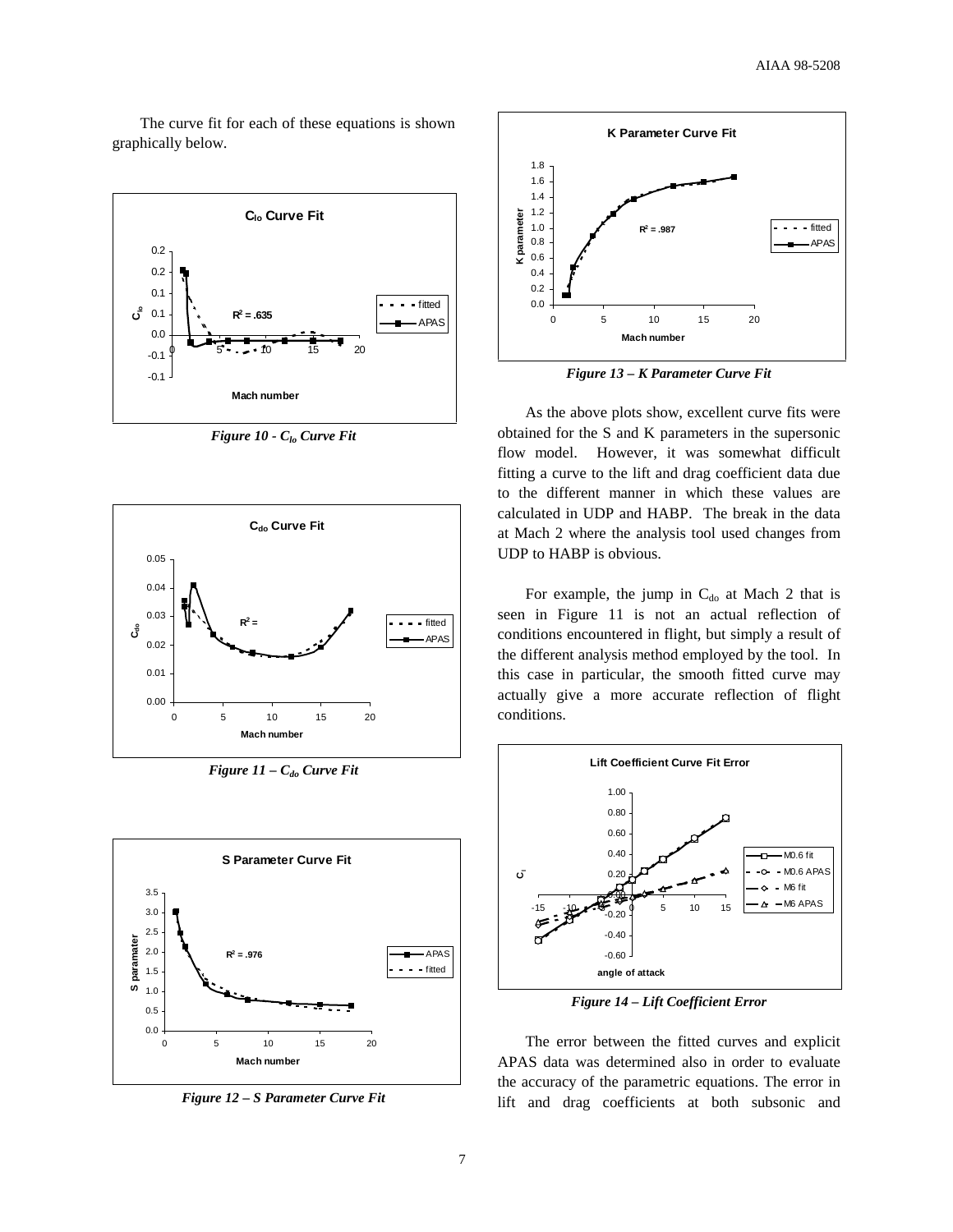The curve fit for each of these equations is shown graphically below.

*Figure 10 - $C_{lo}$ Curve Fit*

*Figure 11 – $C_{do}$ Curve Fit*

*Figure 12 – S Parameter Curve Fit*

*Figure 13 – K Parameter Curve Fit*

As the above plots show, excellent curve fits were obtained for the S and K parameters in the supersonic flow model. However, it was somewhat difficult fitting a curve to the lift and drag coefficient data due to the different manner in which these values are calculated in UDP and HABP. The break in the data at Mach 2 where the analysis tool used changes from UDP to HABP is obvious.

For example, the jump in $C_{do}$ at Mach 2 that is seen in Figure 11 is not an actual reflection of conditions encountered in flight, but simply a result of the different analysis method employed by the tool. In this case in particular, the smooth fitted curve may actually give a more accurate reflection of flight conditions.

*Figure 14 – Lift Coefficient Error*

The error between the fitted curves and explicit APAS data was determined also in order to evaluate the accuracy of the parametric equations. The error in lift and drag coefficients at both subsonic and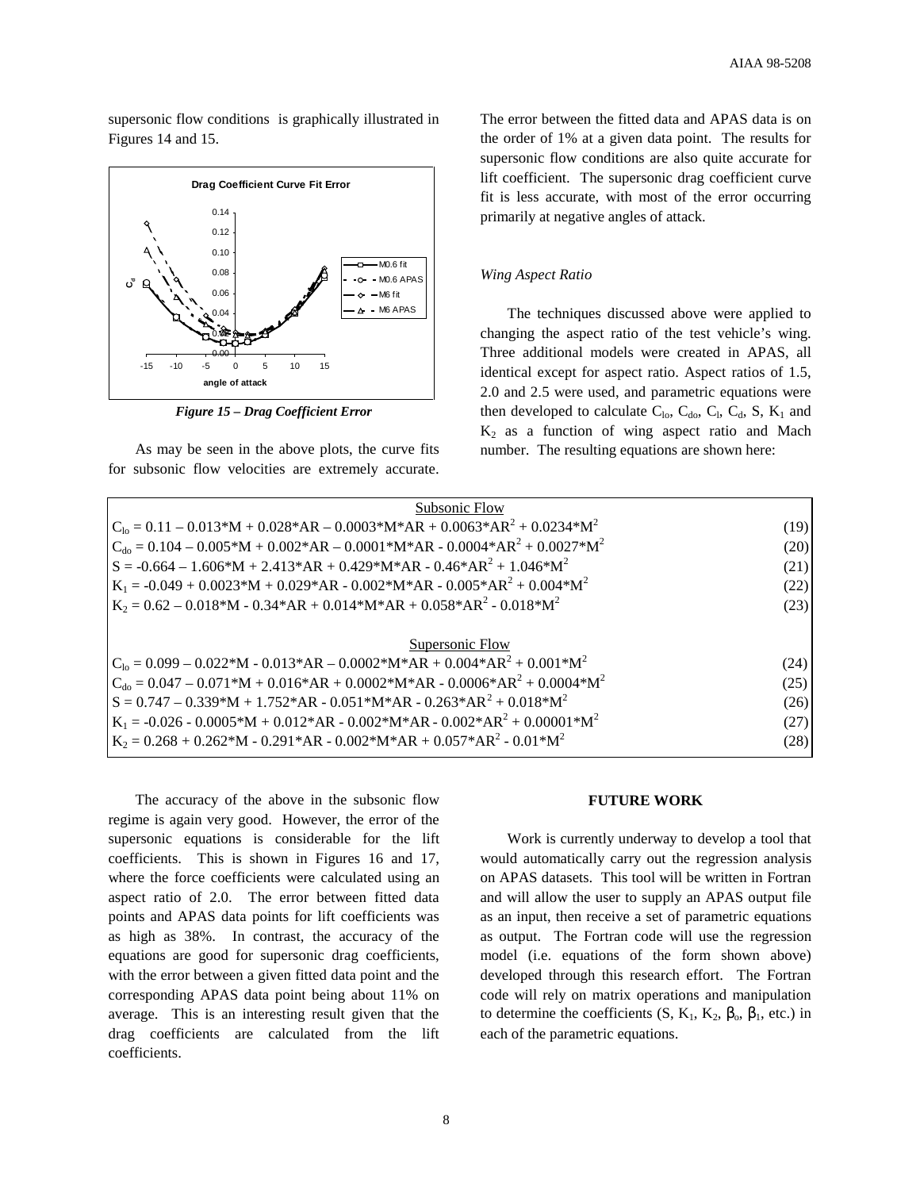supersonic flow conditions is graphically illustrated in Figures 14 and 15.

*Figure 15 – Drag Coefficient Error*

As may be seen in the above plots, the curve fits for subsonic flow velocities are extremely accurate. The error between the fitted data and APAS data is on the order of 1% at a given data point. The results for supersonic flow conditions are also quite accurate for lift coefficient. The supersonic drag coefficient curve fit is less accurate, with most of the error occurring primarily at negative angles of attack.

### *Wing Aspect Ratio*

The techniques discussed above were applied to changing the aspect ratio of the test vehicle's wing. Three additional models were created in APAS, all identical except for aspect ratio. Aspect ratios of 1.5, 2.0 and 2.5 were used, and parametric equations were then developed to calculate $C_{lo}$, $C_{do}$, $C_l$, $C_d$, S, $K_1$ and $K_2$ as a function of wing aspect ratio and Mach number. The resulting equations are shown here:

Subsonic Flow

$$C_{lo} = 0.11 - 0.013 M + 0.028 AR - 0.0003 M AR + 0.0063 AR^2 + 0.0234 M^2 \quad (19)$$

$$C_{do} = 0.104 - 0.005 M + 0.002 AR - 0.0001 M AR - 0.0004 AR^2 + 0.0027 M^2 \quad (20)$$

$$S = -0.664 - 1.606 M + 2.413 AR + 0.429 M AR - 0.46 AR^2 + 1.046 M^2 \quad (21)$$

$$K_1 = -0.049 + 0.0023 M + 0.029 AR - 0.002 M AR - 0.005 AR^2 + 0.004 M^2 \quad (22)$$

$$K_2 = 0.62 - 0.018 M - 0.34 AR + 0.014 M AR + 0.058 AR^2 - 0.018 M^2 \quad (23)$$

Supersonic Flow

$$C_{lo} = 0.099 - 0.022 M - 0.013 AR - 0.0002 M AR + 0.004 AR^2 + 0.001 M^2 \quad (24)$$

$$C_{do} = 0.047 - 0.071 M + 0.016 AR + 0.0002 M AR - 0.0006 AR^2 + 0.0004 M^2 \quad (25)$$

$$S = 0.747 - 0.339 M + 1.752 AR - 0.051 M AR - 0.263 AR^2 + 0.018 M^2 \quad (26)$$

$$K_1 = -0.026 - 0.0005 M + 0.012 AR - 0.002 M AR - 0.002 AR^2 + 0.00001 M^2 \quad (27)$$

$$K_2 = 0.268 + 0.262 M - 0.291 AR - 0.002 M AR + 0.057 AR^2 - 0.01 M^2 \quad (28)$$

The accuracy of the above in the subsonic flow regime is again very good. However, the error of the supersonic equations is considerable for the lift coefficients. This is shown in Figures 16 and 17, where the force coefficients were calculated using an aspect ratio of 2.0. The error between fitted data points and APAS data points for lift coefficients was as high as 38%. In contrast, the accuracy of the equations are good for supersonic drag coefficients, with the error between a given fitted data point and the corresponding APAS data point being about 11% on average. This is an interesting result given that the drag coefficients are calculated from the lift coefficients.

## FUTURE WORK

Work is currently underway to develop a tool that would automatically carry out the regression analysis on APAS datasets. This tool will be written in Fortran and will allow the user to supply an APAS output file as an input, then receive a set of parametric equations as output. The Fortran code will use the regression model (i.e. equations of the form shown above) developed through this research effort. The Fortran code will rely on matrix operations and manipulation to determine the coefficients (S, $K_1$, $K_2$, $\beta_o$, $\beta_1$, etc.) in each of the parametric equations.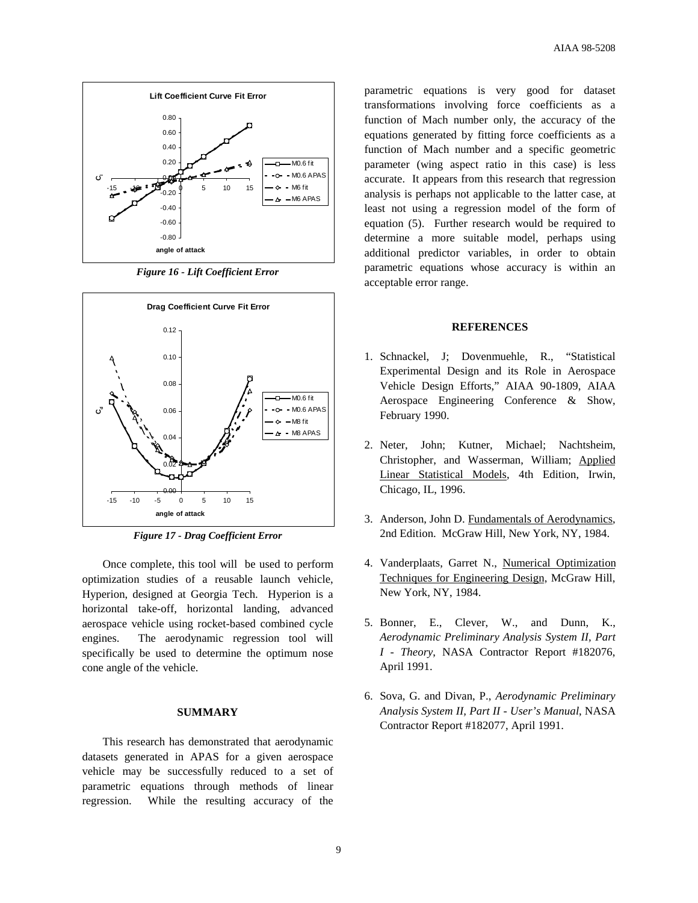Lift Coefficient Curve Fit Error

0.80
0.60
0.40
0.20
-0.20
-0.40
-0.60
-0.80

-15 -10 -5 0 5 10 15

$C_l$

angle of attack

M0.6 fit
M0.6 APAS
M6 fit
M6 APAS

*Figure 16 - Lift Coefficient Error*

Drag Coefficient Curve Fit Error

0.12
0.10
0.08
0.06
0.04
0.02
0.00

-15 -10 -5 0 5 10 15

$C_d$

angle of attack

M0.6 fit
M0.6 APAS
M8 fit
M8 APAS

*Figure 17 - Drag Coefficient Error*

Once complete, this tool will be used to perform optimization studies of a reusable launch vehicle, Hyperion, designed at Georgia Tech. Hyperion is a horizontal take-off, horizontal landing, advanced aerospace vehicle using rocket-based combined cycle engines. The aerodynamic regression tool will specifically be used to determine the optimum nose cone angle of the vehicle.

## SUMMARY

This research has demonstrated that aerodynamic datasets generated in APAS for a given aerospace vehicle may be successfully reduced to a set of parametric equations through methods of linear regression. While the resulting accuracy of the parametric equations is very good for dataset transformations involving force coefficients as a function of Mach number only, the accuracy of the equations generated by fitting force coefficients as a function of Mach number and a specific geometric parameter (wing aspect ratio in this case) is less accurate. It appears from this research that regression analysis is perhaps not applicable to the latter case, at least not using a regression model of the form of equation (5). Further research would be required to determine a more suitable model, perhaps using additional predictor variables, in order to obtain parametric equations whose accuracy is within an acceptable error range.

## REFERENCES

1. Schnackel, J; Dovenmuehle, R., "Statistical Experimental Design and its Role in Aerospace Vehicle Design Efforts," AIAA 90-1809, AIAA Aerospace Engineering Conference & Show, February 1990.

2. Neter, John; Kutner, Michael; Nachtsheim, Christopher, and Wasserman, William; Applied Linear Statistical Models, 4th Edition, Irwin, Chicago, IL, 1996.

3. Anderson, John D. Fundamentals of Aerodynamics, 2nd Edition. McGraw Hill, New York, NY, 1984.

4. Vanderplaats, Garret N., Numerical Optimization Techniques for Engineering Design, McGraw Hill, New York, NY, 1984.

5. Bonner, E., Clever, W., and Dunn, K., *Aerodynamic Preliminary Analysis System II, Part I - Theory*, NASA Contractor Report #182076, April 1991.

6. Sova, G. and Divan, P., *Aerodynamic Preliminary Analysis System II, Part II - User's Manual*, NASA Contractor Report #182077, April 1991.